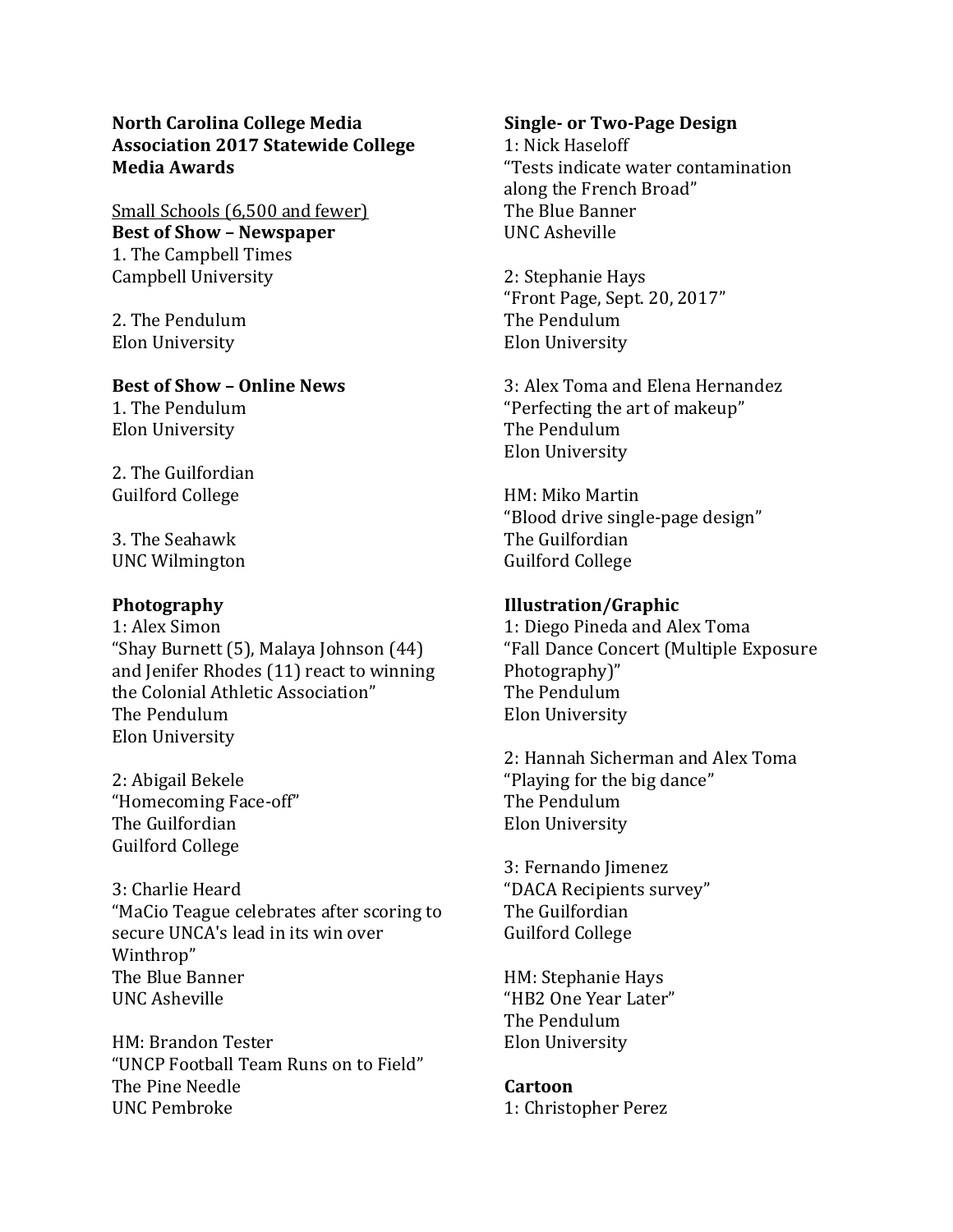# North Carolina College Media Association 2017 Statewide College Media Awards

Small Schools (6,500 and fewer)

**Best of Show – Newspaper**

1. The Campbell Times
Campbell University

2. The Pendulum
Elon University

**Best of Show – Online News**

1. The Pendulum
Elon University

2. The Guilfordian
Guilford College

3. The Seahawk
UNC Wilmington

**Photography**

1: Alex Simon
"Shay Burnett (5), Malaya Johnson (44) and Jenifer Rhodes (11) react to winning the Colonial Athletic Association"
The Pendulum
Elon University

2: Abigail Bekele
"Homecoming Face-off"
The Guilfordian
Guilford College

3: Charlie Heard
"MaCio Teague celebrates after scoring to secure UNCA's lead in its win over Winthrop"
The Blue Banner
UNC Asheville

HM: Brandon Tester
"UNCP Football Team Runs on to Field"
The Pine Needle
UNC Pembroke

**Single- or Two-Page Design**

1: Nick Haseloff
"Tests indicate water contamination along the French Broad"
The Blue Banner
UNC Asheville

2: Stephanie Hays
"Front Page, Sept. 20, 2017"
The Pendulum
Elon University

3: Alex Toma and Elena Hernandez
"Perfecting the art of makeup"
The Pendulum
Elon University

HM: Miko Martin
"Blood drive single-page design"
The Guilfordian
Guilford College

**Illustration/Graphic**

1: Diego Pineda and Alex Toma
"Fall Dance Concert (Multiple Exposure Photography)"
The Pendulum
Elon University

2: Hannah Sicherman and Alex Toma
"Playing for the big dance"
The Pendulum
Elon University

3: Fernando Jimenez
"DACA Recipients survey"
The Guilfordian
Guilford College

HM: Stephanie Hays
"HB2 One Year Later"
The Pendulum
Elon University

**Cartoon**

1: Christopher Perez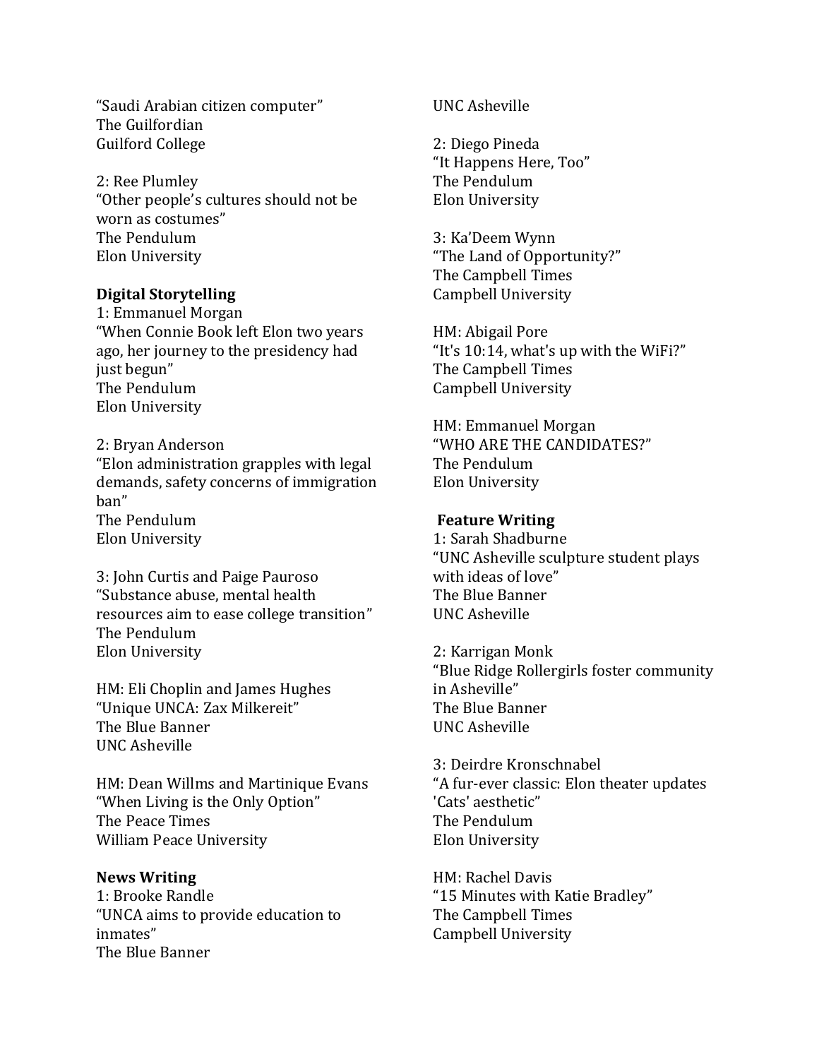"Saudi Arabian citizen computer"
The Guilfordian
Guilford College

2: Ree Plumley
"Other people's cultures should not be worn as costumes"
The Pendulum
Elon University

**Digital Storytelling**
1: Emmanuel Morgan
"When Connie Book left Elon two years ago, her journey to the presidency had just begun"
The Pendulum
Elon University

2: Bryan Anderson
"Elon administration grapples with legal demands, safety concerns of immigration ban"
The Pendulum
Elon University

3: John Curtis and Paige Pauroso
"Substance abuse, mental health resources aim to ease college transition"
The Pendulum
Elon University

HM: Eli Choplin and James Hughes
"Unique UNCA: Zax Milkereit"
The Blue Banner
UNC Asheville

HM: Dean Willms and Martinique Evans
"When Living is the Only Option"
The Peace Times
William Peace University

**News Writing**
1: Brooke Randle
"UNCA aims to provide education to inmates"
The Blue Banner
UNC Asheville

2: Diego Pineda
"It Happens Here, Too"
The Pendulum
Elon University

3: Ka'Deem Wynn
"The Land of Opportunity?"
The Campbell Times
Campbell University

HM: Abigail Pore
"It's 10:14, what's up with the WiFi?"
The Campbell Times
Campbell University

HM: Emmanuel Morgan
"WHO ARE THE CANDIDATES?"
The Pendulum
Elon University

**Feature Writing**
1: Sarah Shadburne
"UNC Asheville sculpture student plays with ideas of love"
The Blue Banner
UNC Asheville

2: Karrigan Monk
"Blue Ridge Rollergirls foster community in Asheville"
The Blue Banner
UNC Asheville

3: Deirdre Kronschnabel
"A fur-ever classic: Elon theater updates 'Cats' aesthetic"
The Pendulum
Elon University

HM: Rachel Davis
"15 Minutes with Katie Bradley"
The Campbell Times
Campbell University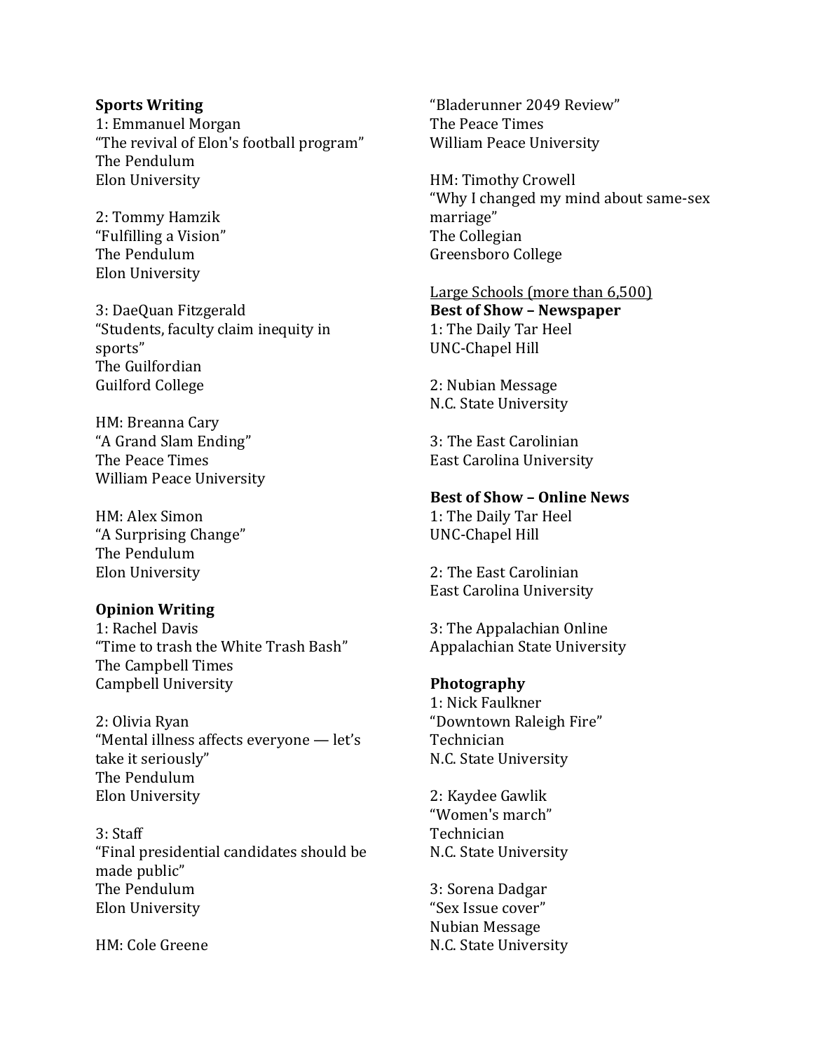**Sports Writing**

1: Emmanuel Morgan
"The revival of Elon's football program"
The Pendulum
Elon University

2: Tommy Hamzik
"Fulfilling a Vision"
The Pendulum
Elon University

3: DaeQuan Fitzgerald
"Students, faculty claim inequity in sports"
The Guilfordian
Guilford College

HM: Breanna Cary
"A Grand Slam Ending"
The Peace Times
William Peace University

HM: Alex Simon
"A Surprising Change"
The Pendulum
Elon University

**Opinion Writing**

1: Rachel Davis
"Time to trash the White Trash Bash"
The Campbell Times
Campbell University

2: Olivia Ryan
"Mental illness affects everyone — let's take it seriously"
The Pendulum
Elon University

3: Staff
"Final presidential candidates should be made public"
The Pendulum
Elon University

HM: Cole Greene
"Bladerunner 2049 Review"
The Peace Times
William Peace University

HM: Timothy Crowell
"Why I changed my mind about same-sex marriage"
The Collegian
Greensboro College

<u>Large Schools (more than 6,500)</u>

**Best of Show – Newspaper**

1: The Daily Tar Heel
UNC-Chapel Hill

2: Nubian Message
N.C. State University

3: The East Carolinian
East Carolina University

**Best of Show – Online News**

1: The Daily Tar Heel
UNC-Chapel Hill

2: The East Carolinian
East Carolina University

3: The Appalachian Online
Appalachian State University

**Photography**

1: Nick Faulkner
"Downtown Raleigh Fire"
Technician
N.C. State University

2: Kaydee Gawlik
"Women's march"
Technician
N.C. State University

3: Sorena Dadgar
"Sex Issue cover"
Nubian Message
N.C. State University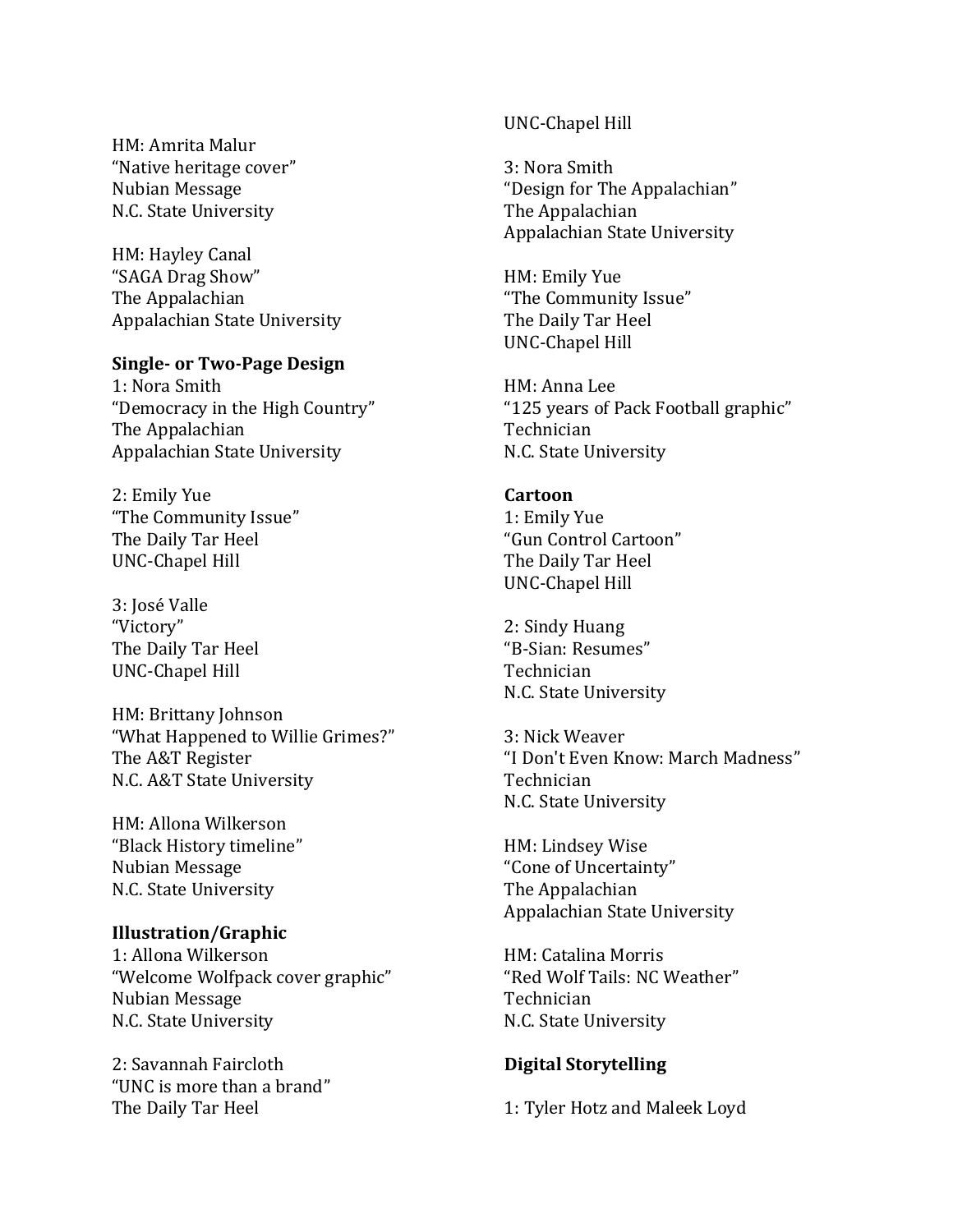HM: Amrita Malur
"Native heritage cover"
Nubian Message
N.C. State University

HM: Hayley Canal
"SAGA Drag Show"
The Appalachian
Appalachian State University

**Single- or Two-Page Design**

1: Nora Smith
"Democracy in the High Country"
The Appalachian
Appalachian State University

2: Emily Yue
"The Community Issue"
The Daily Tar Heel
UNC-Chapel Hill

3: José Valle
"Victory"
The Daily Tar Heel
UNC-Chapel Hill

HM: Brittany Johnson
"What Happened to Willie Grimes?"
The A&T Register
N.C. A&T State University

HM: Allona Wilkerson
"Black History timeline"
Nubian Message
N.C. State University

**Illustration/Graphic**

1: Allona Wilkerson
"Welcome Wolfpack cover graphic"
Nubian Message
N.C. State University

2: Savannah Faircloth
"UNC is more than a brand"
The Daily Tar Heel
UNC-Chapel Hill

3: Nora Smith
"Design for The Appalachian"
The Appalachian
Appalachian State University

HM: Emily Yue
"The Community Issue"
The Daily Tar Heel
UNC-Chapel Hill

HM: Anna Lee
"125 years of Pack Football graphic"
Technician
N.C. State University

**Cartoon**

1: Emily Yue
"Gun Control Cartoon"
The Daily Tar Heel
UNC-Chapel Hill

2: Sindy Huang
"B-Sian: Resumes"
Technician
N.C. State University

3: Nick Weaver
"I Don't Even Know: March Madness"
Technician
N.C. State University

HM: Lindsey Wise
"Cone of Uncertainty"
The Appalachian
Appalachian State University

HM: Catalina Morris
"Red Wolf Tails: NC Weather"
Technician
N.C. State University

**Digital Storytelling**

1: Tyler Hotz and Maleek Loyd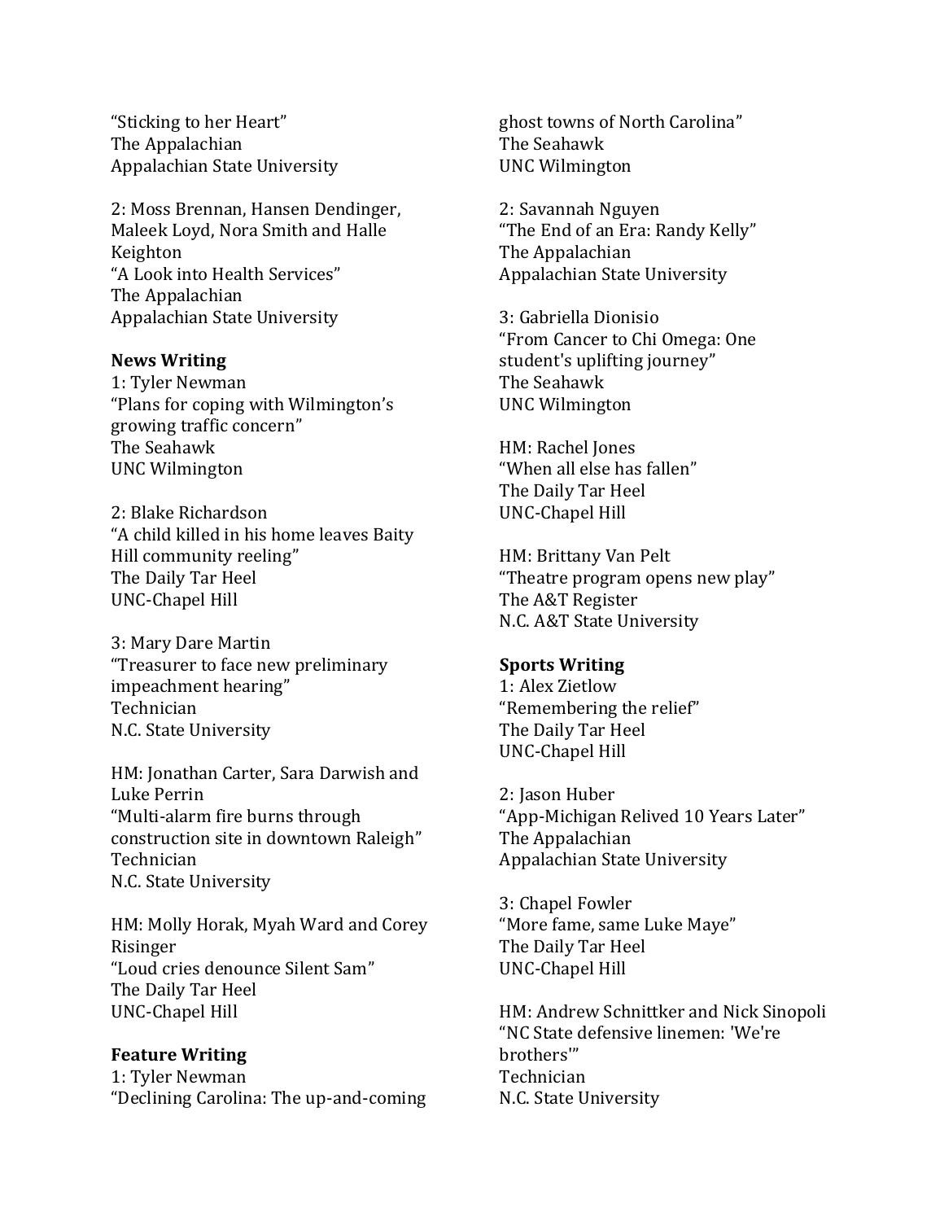"Sticking to her Heart"
The Appalachian
Appalachian State University

2: Moss Brennan, Hansen Dendinger, Maleek Loyd, Nora Smith and Halle Keighton
"A Look into Health Services"
The Appalachian
Appalachian State University

**News Writing**
1: Tyler Newman
"Plans for coping with Wilmington's growing traffic concern"
The Seahawk
UNC Wilmington

2: Blake Richardson
"A child killed in his home leaves Baity Hill community reeling"
The Daily Tar Heel
UNC-Chapel Hill

3: Mary Dare Martin
"Treasurer to face new preliminary impeachment hearing"
Technician
N.C. State University

HM: Jonathan Carter, Sara Darwish and Luke Perrin
"Multi-alarm fire burns through construction site in downtown Raleigh"
Technician
N.C. State University

HM: Molly Horak, Myah Ward and Corey Risinger
"Loud cries denounce Silent Sam"
The Daily Tar Heel
UNC-Chapel Hill

**Feature Writing**
1: Tyler Newman
"Declining Carolina: The up-and-coming ghost towns of North Carolina"
The Seahawk
UNC Wilmington

2: Savannah Nguyen
"The End of an Era: Randy Kelly"
The Appalachian
Appalachian State University

3: Gabriella Dionisio
"From Cancer to Chi Omega: One student's uplifting journey"
The Seahawk
UNC Wilmington

HM: Rachel Jones
"When all else has fallen"
The Daily Tar Heel
UNC-Chapel Hill

HM: Brittany Van Pelt
"Theatre program opens new play"
The A&T Register
N.C. A&T State University

**Sports Writing**
1: Alex Zietlow
"Remembering the relief"
The Daily Tar Heel
UNC-Chapel Hill

2: Jason Huber
"App-Michigan Relived 10 Years Later"
The Appalachian
Appalachian State University

3: Chapel Fowler
"More fame, same Luke Maye"
The Daily Tar Heel
UNC-Chapel Hill

HM: Andrew Schnittker and Nick Sinopoli
"NC State defensive linemen: 'We're brothers'"
Technician
N.C. State University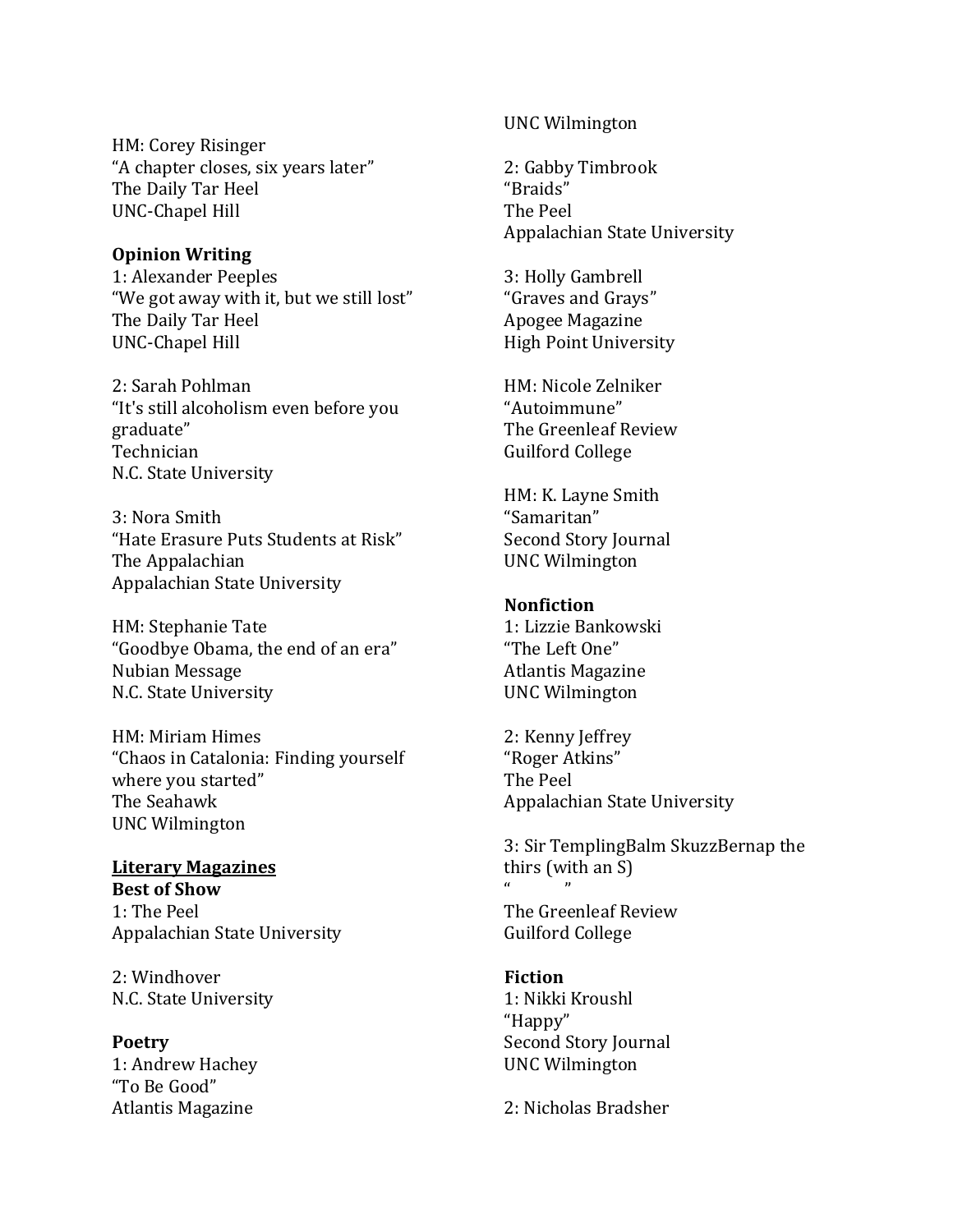HM: Corey Risinger
"A chapter closes, six years later"
The Daily Tar Heel
UNC-Chapel Hill

**Opinion Writing**
1: Alexander Peeples
"We got away with it, but we still lost"
The Daily Tar Heel
UNC-Chapel Hill

2: Sarah Pohlman
"It's still alcoholism even before you graduate"
Technician
N.C. State University

3: Nora Smith
"Hate Erasure Puts Students at Risk"
The Appalachian
Appalachian State University

HM: Stephanie Tate
"Goodbye Obama, the end of an era"
Nubian Message
N.C. State University

HM: Miriam Himes
"Chaos in Catalonia: Finding yourself where you started"
The Seahawk
UNC Wilmington

**Literary Magazines**

**Best of Show**
1: The Peel
Appalachian State University

2: Windhover
N.C. State University

**Poetry**
1: Andrew Hachey
"To Be Good"
Atlantis Magazine
UNC Wilmington

2: Gabby Timbrook
"Braids"
The Peel
Appalachian State University

3: Holly Gambrell
"Graves and Grays"
Apogee Magazine
High Point University

HM: Nicole Zelniker
"Autoimmune"
The Greenleaf Review
Guilford College

HM: K. Layne Smith
"Samaritan"
Second Story Journal
UNC Wilmington

**Nonfiction**
1: Lizzie Bankowski
"The Left One"
Atlantis Magazine
UNC Wilmington

2: Kenny Jeffrey
"Roger Atkins"
The Peel
Appalachian State University

3: Sir TemplingBalm SkuzzBernap the thirs (with an S)
"          "
The Greenleaf Review
Guilford College

**Fiction**
1: Nikki Kroushl
"Happy"
Second Story Journal
UNC Wilmington

2: Nicholas Bradsher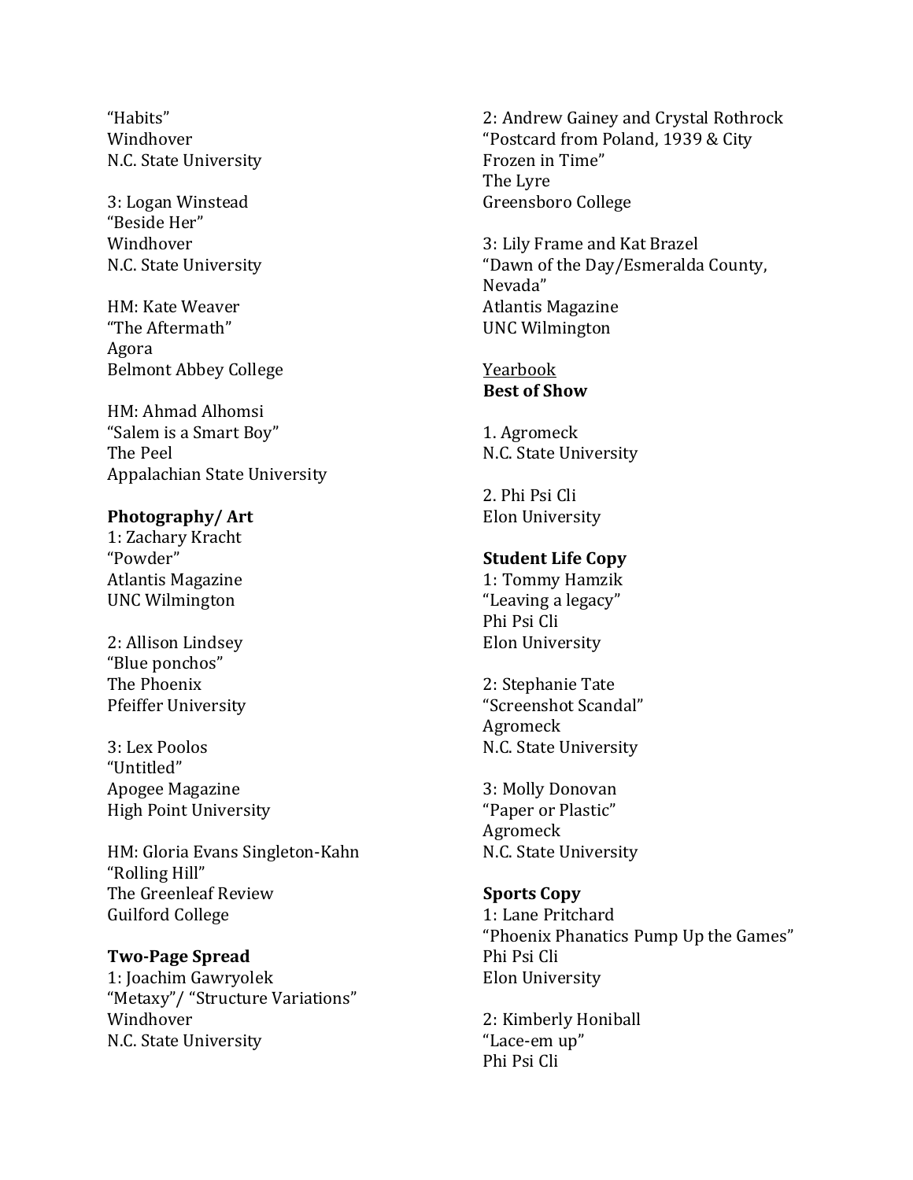"Habits"
Windhover
N.C. State University

3: Logan Winstead
"Beside Her"
Windhover
N.C. State University

HM: Kate Weaver
"The Aftermath"
Agora
Belmont Abbey College

HM: Ahmad Alhomsi
"Salem is a Smart Boy"
The Peel
Appalachian State University

**Photography/ Art**
1: Zachary Kracht
"Powder"
Atlantis Magazine
UNC Wilmington

2: Allison Lindsey
"Blue ponchos"
The Phoenix
Pfeiffer University

3: Lex Poolos
"Untitled"
Apogee Magazine
High Point University

HM: Gloria Evans Singleton-Kahn
"Rolling Hill"
The Greenleaf Review
Guilford College

**Two-Page Spread**
1: Joachim Gawryolek
"Metaxy"/ "Structure Variations"
Windhover
N.C. State University

2: Andrew Gainey and Crystal Rothrock
"Postcard from Poland, 1939 & City Frozen in Time"
The Lyre
Greensboro College

3: Lily Frame and Kat Brazel
"Dawn of the Day/Esmeralda County, Nevada"
Atlantis Magazine
UNC Wilmington

Yearbook
**Best of Show**

1. Agromeck
N.C. State University

2. Phi Psi Cli
Elon University

**Student Life Copy**
1: Tommy Hamzik
"Leaving a legacy"
Phi Psi Cli
Elon University

2: Stephanie Tate
"Screenshot Scandal"
Agromeck
N.C. State University

3: Molly Donovan
"Paper or Plastic"
Agromeck
N.C. State University

**Sports Copy**
1: Lane Pritchard
"Phoenix Phanatics Pump Up the Games"
Phi Psi Cli
Elon University

2: Kimberly Honiball
"Lace-em up"
Phi Psi Cli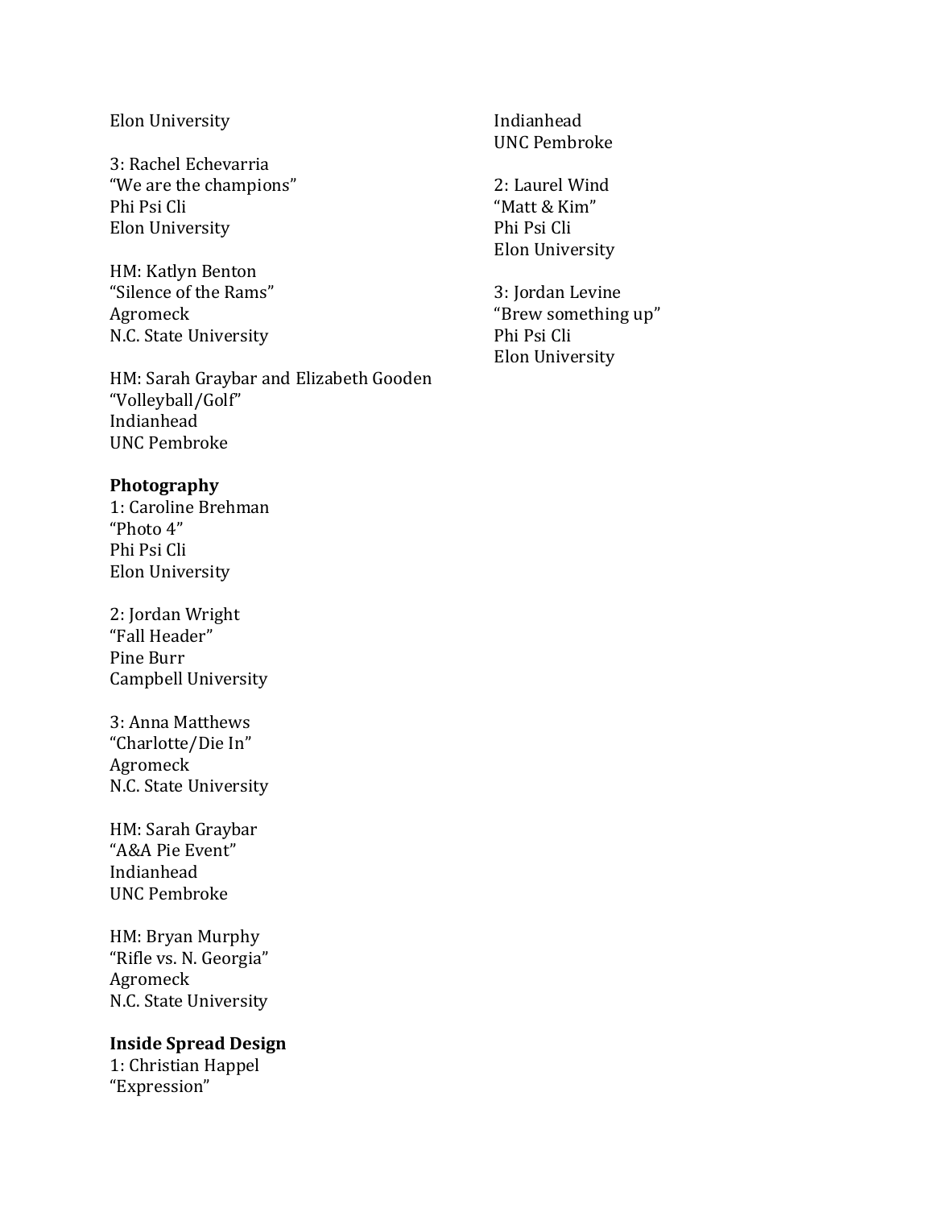Elon University

3: Rachel Echevarria
"We are the champions"
Phi Psi Cli
Elon University

HM: Katlyn Benton
"Silence of the Rams"
Agromeck
N.C. State University

HM: Sarah Graybar and Elizabeth Gooden
"Volleyball/Golf"
Indianhead
UNC Pembroke

**Photography**
1: Caroline Brehman
"Photo 4"
Phi Psi Cli
Elon University

2: Jordan Wright
"Fall Header"
Pine Burr
Campbell University

3: Anna Matthews
"Charlotte/Die In"
Agromeck
N.C. State University

HM: Sarah Graybar
"A&A Pie Event"
Indianhead
UNC Pembroke

HM: Bryan Murphy
"Rifle vs. N. Georgia"
Agromeck
N.C. State University

**Inside Spread Design**
1: Christian Happel
"Expression"
Indianhead
UNC Pembroke

2: Laurel Wind
"Matt & Kim"
Phi Psi Cli
Elon University

3: Jordan Levine
"Brew something up"
Phi Psi Cli
Elon University